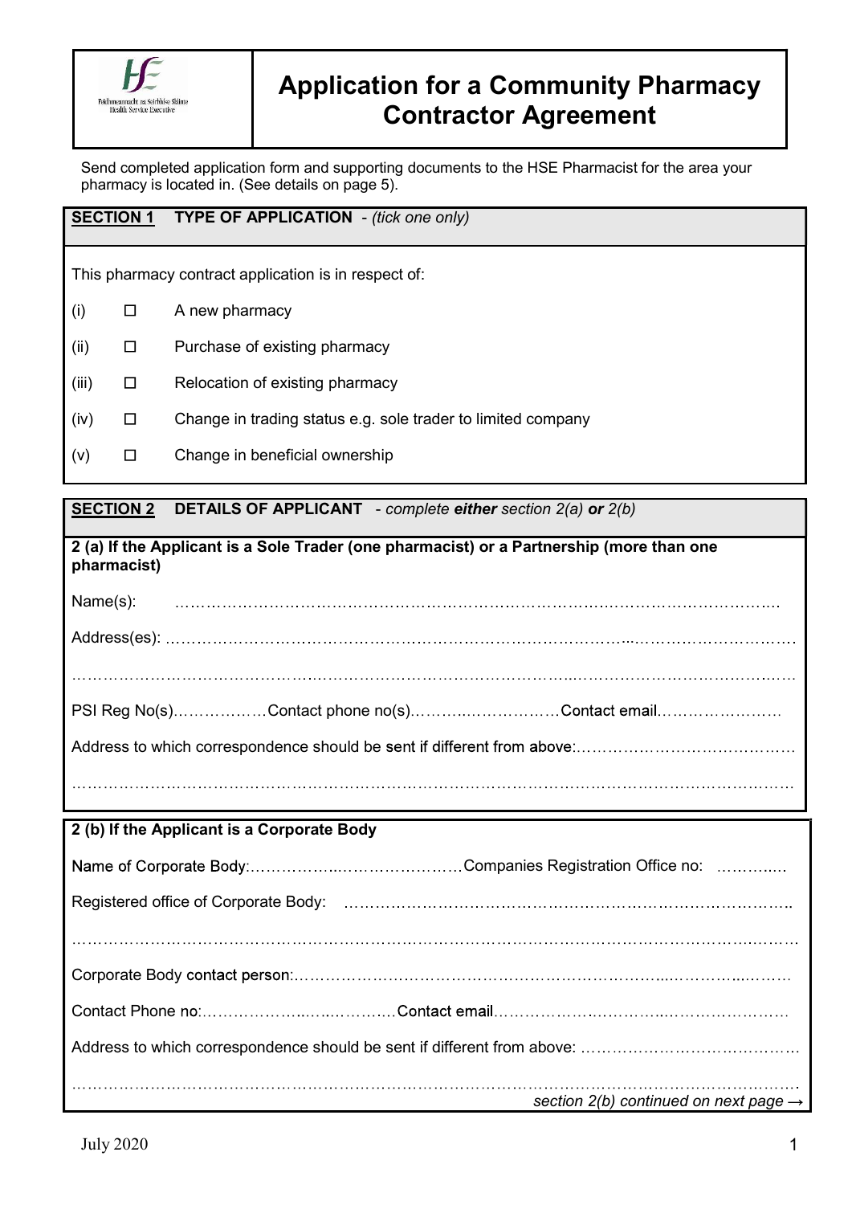# Application for a Community Pharmacy Contractor Agreement

Send completed application form and supporting documents to the HSE Pharmacist for the area your pharmacy is located in. (See details on page 5).

## **SECTION 1** TYPE OF APPLICATION - *(tick one only)*

This pharmacy contract application is in respect of:

(i) ☐ A new pharmacy

(ii) ☐ Purchase of existing pharmacy

(iii) ☐ Relocation of existing pharmacy

(iv) ☐ Change in trading status e.g. sole trader to limited company

(v) ☐ Change in beneficial ownership

## **SECTION 2** DETAILS OF APPLICANT - *complete **either** section 2(a) **or** 2(b)*

**2 (a) If the Applicant is a Sole Trader (one pharmacist) or a Partnership (more than one pharmacist)**

Name(s): ……………………………………………………………………………………………………

Address(es): ……………………………………………………………………………………………………

……………………………………………………………………………………………………………………

PSI Reg No(s)………………Contact phone no(s)………………………Contact email……………………

Address to which correspondence should be sent if different from above:……………………………………

……………………………………………………………………………………………………………………

**2 (b) If the Applicant is a Corporate Body**

Name of Corporate Body:……………………………………Companies Registration Office no: …………

Registered office of Corporate Body: ……………………………………………………………………………

……………………………………………………………………………………………………………………

Corporate Body contact person:………………………………………………………………………………

Contact Phone no:……………………………Contact email……………………………………………………

Address to which correspondence should be sent if different from above: ……………………………………

……………………………………………………………………………………………………………………

*section 2(b) continued on next page →*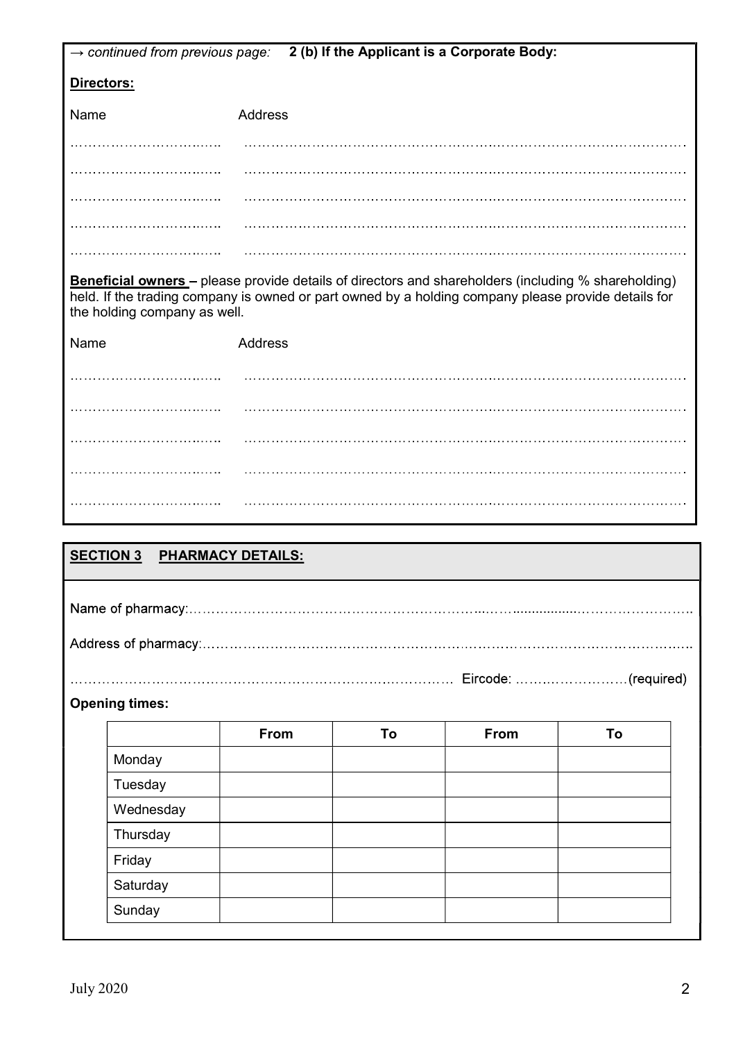→ *continued from previous page:* **2 (b) If the Applicant is a Corporate Body:**

**Directors:**

Name Address

…………………………….. ………………………………………………………………………………………

…………………………….. ………………………………………………………………………………………

…………………………….. ………………………………………………………………………………………

…………………………….. ………………………………………………………………………………………

…………………………….. ………………………………………………………………………………………

**Beneficial owners –** please provide details of directors and shareholders (including % shareholding) held. If the trading company is owned or part owned by a holding company please provide details for the holding company as well.

Name Address

…………………………….. ………………………………………………………………………………………

…………………………….. ………………………………………………………………………………………

…………………………….. ………………………………………………………………………………………

…………………………….. ………………………………………………………………………………………

…………………………….. ………………………………………………………………………………………

## SECTION 3 PHARMACY DETAILS:

Name of pharmacy:………………………………………………………………………………………………

Address of pharmacy:……………………………………………………………………………………………

…………………………………………………………………………… Eircode: ……………………(required)

**Opening times:**

| | From | To | From | To |
|---|---|---|---|---|
| Monday | | | | |
| Tuesday | | | | |
| Wednesday | | | | |
| Thursday | | | | |
| Friday | | | | |
| Saturday | | | | |
| Sunday | | | | |

July 2020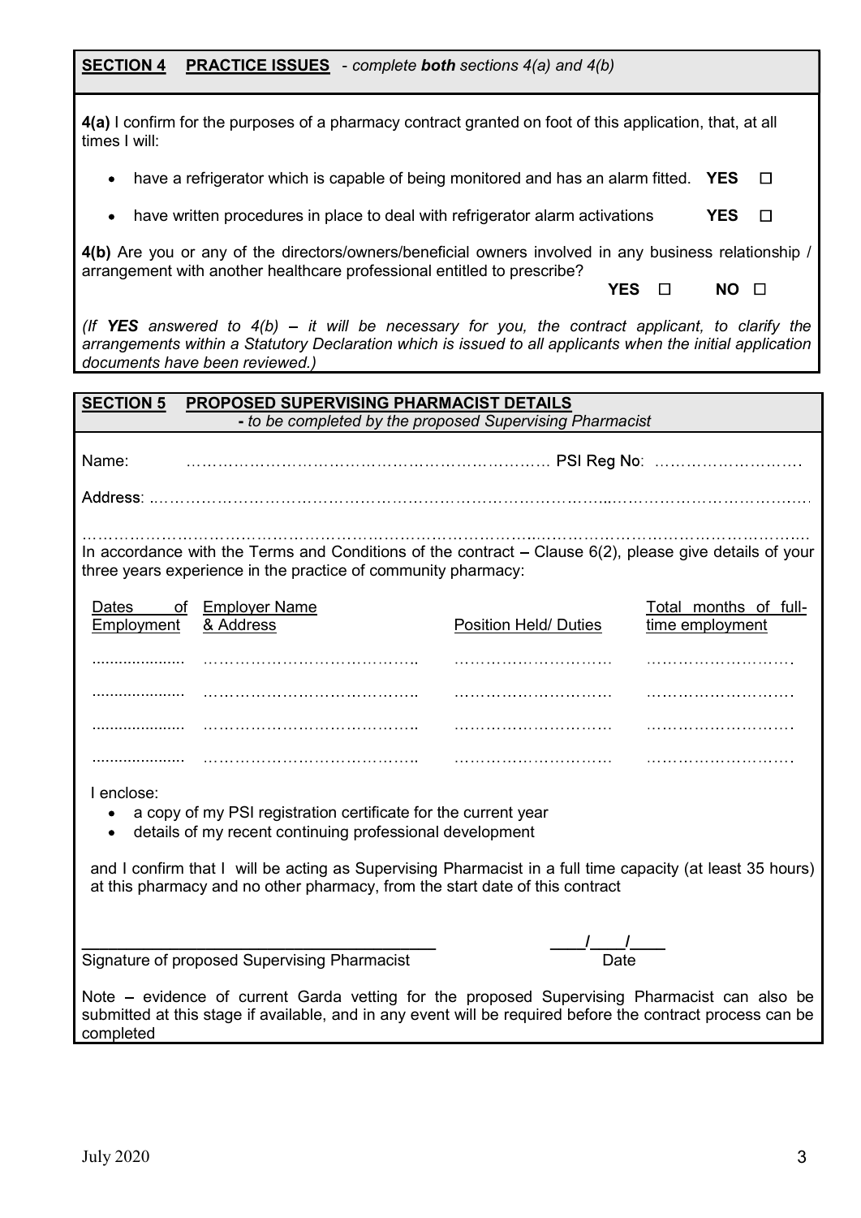## SECTION 4 PRACTICE ISSUES - *complete **both** sections 4(a) and 4(b)*

**4(a)** I confirm for the purposes of a pharmacy contract granted on foot of this application, that, at all times I will:

- have a refrigerator which is capable of being monitored and has an alarm fitted. **YES** ☐
- have written procedures in place to deal with refrigerator alarm activations **YES** ☐

**4(b)** Are you or any of the directors/owners/beneficial owners involved in any business relationship / arrangement with another healthcare professional entitled to prescribe?

**YES** ☐ **NO** ☐

*(If **YES** answered to 4(b) – it will be necessary for you, the contract applicant, to clarify the arrangements within a Statutory Declaration which is issued to all applicants when the initial application documents have been reviewed.)*

## SECTION 5 PROPOSED SUPERVISING PHARMACIST DETAILS

*- to be completed by the proposed Supervising Pharmacist*

Name: …………………………………………………………… PSI Reg No: ……………………….

Address: ………………………………………………………………………………………………………………

………………………………………………………………………………………………………………………

In accordance with the Terms and Conditions of the contract – Clause 6(2), please give details of your three years experience in the practice of community pharmacy:

| Dates of Employment | Employer Name & Address | Position Held/ Duties | Total months of full-time employment |
|---|---|---|---|
| ..................... | …………………………………….. | ………………………… | ………………………. |
| ..................... | …………………………………….. | ………………………… | ………………………. |
| ..................... | …………………………………….. | ………………………… | ………………………. |
| ..................... | …………………………………….. | ………………………… | ………………………. |

I enclose:

- a copy of my PSI registration certificate for the current year
- details of my recent continuing professional development

and I confirm that I will be acting as Supervising Pharmacist in a full time capacity (at least 35 hours) at this pharmacy and no other pharmacy, from the start date of this contract

\_\_\_\_\_\_\_\_\_\_\_\_\_\_\_\_\_\_\_\_\_\_\_\_\_\_\_\_\_\_\_\_\_\_\_\_ \_\_\_\_/\_\_\_\_/\_\_\_\_

Signature of proposed Supervising Pharmacist Date

Note – evidence of current Garda vetting for the proposed Supervising Pharmacist can also be submitted at this stage if available, and in any event will be required before the contract process can be completed

July 2020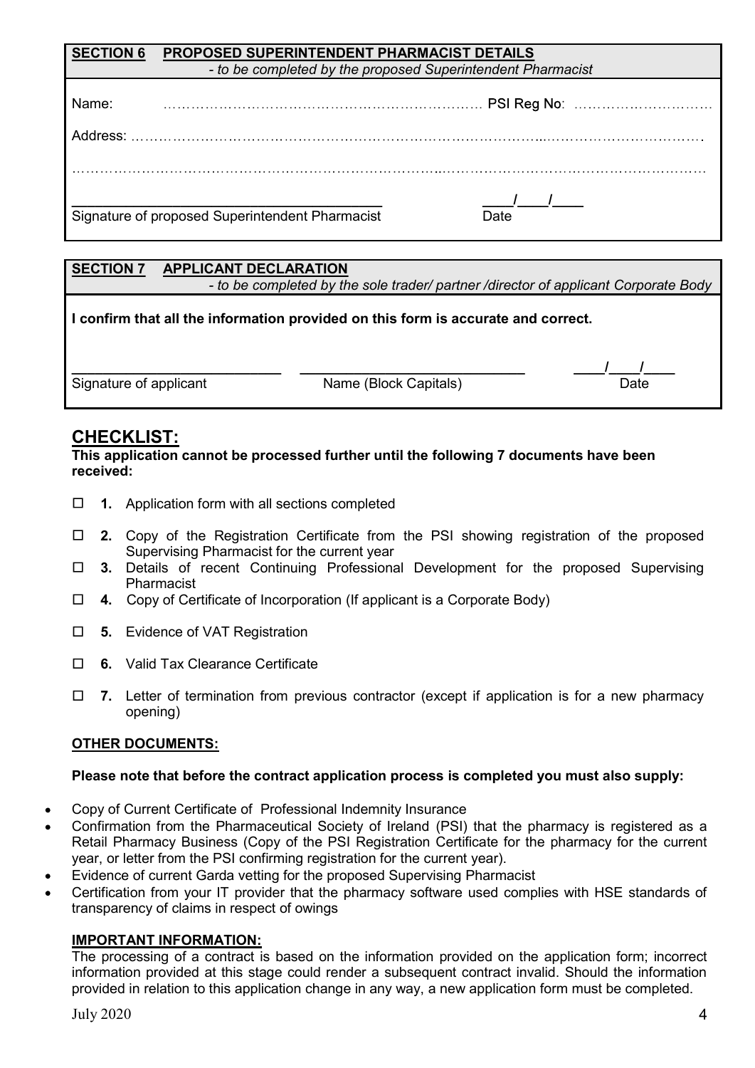**SECTION 6 PROPOSED SUPERINTENDENT PHARMACIST DETAILS**

*- to be completed by the proposed Superintendent Pharmacist*

Name: ……………………………………………………………… PSI Reg No: …………………………

Address: ……………………………………………………………………………………………………………

……………………………………………………………………………………………………………………

\_\_\_\_\_\_\_\_\_\_\_\_\_\_\_\_\_\_\_\_\_\_\_\_\_\_\_\_\_\_\_\_\_\_\_\_ \_\_\_\_/\_\_\_\_/\_\_\_\_

Signature of proposed Superintendent Pharmacist Date

**SECTION 7 APPLICANT DECLARATION**

*- to be completed by the sole trader/ partner /director of applicant Corporate Body*

**I confirm that all the information provided on this form is accurate and correct.**

\_\_\_\_\_\_\_\_\_\_\_\_\_\_\_\_\_\_\_\_\_\_\_\_ \_\_\_\_\_\_\_\_\_\_\_\_\_\_\_\_\_\_\_\_\_\_\_\_\_\_ \_\_\_\_/\_\_\_\_/\_\_\_\_

Signature of applicant Name (Block Capitals) Date

## CHECKLIST:

**This application cannot be processed further until the following 7 documents have been received:**

- ☐ **1.** Application form with all sections completed
- ☐ **2.** Copy of the Registration Certificate from the PSI showing registration of the proposed Supervising Pharmacist for the current year
- ☐ **3.** Details of recent Continuing Professional Development for the proposed Supervising Pharmacist
- ☐ **4.** Copy of Certificate of Incorporation (If applicant is a Corporate Body)
- ☐ **5.** Evidence of VAT Registration
- ☐ **6.** Valid Tax Clearance Certificate
- ☐ **7.** Letter of termination from previous contractor (except if application is for a new pharmacy opening)

**OTHER DOCUMENTS:**

**Please note that before the contract application process is completed you must also supply:**

- Copy of Current Certificate of Professional Indemnity Insurance
- Confirmation from the Pharmaceutical Society of Ireland (PSI) that the pharmacy is registered as a Retail Pharmacy Business (Copy of the PSI Registration Certificate for the pharmacy for the current year, or letter from the PSI confirming registration for the current year).
- Evidence of current Garda vetting for the proposed Supervising Pharmacist
- Certification from your IT provider that the pharmacy software used complies with HSE standards of transparency of claims in respect of owings

**IMPORTANT INFORMATION:**

The processing of a contract is based on the information provided on the application form; incorrect information provided at this stage could render a subsequent contract invalid. Should the information provided in relation to this application change in any way, a new application form must be completed.

July 2020